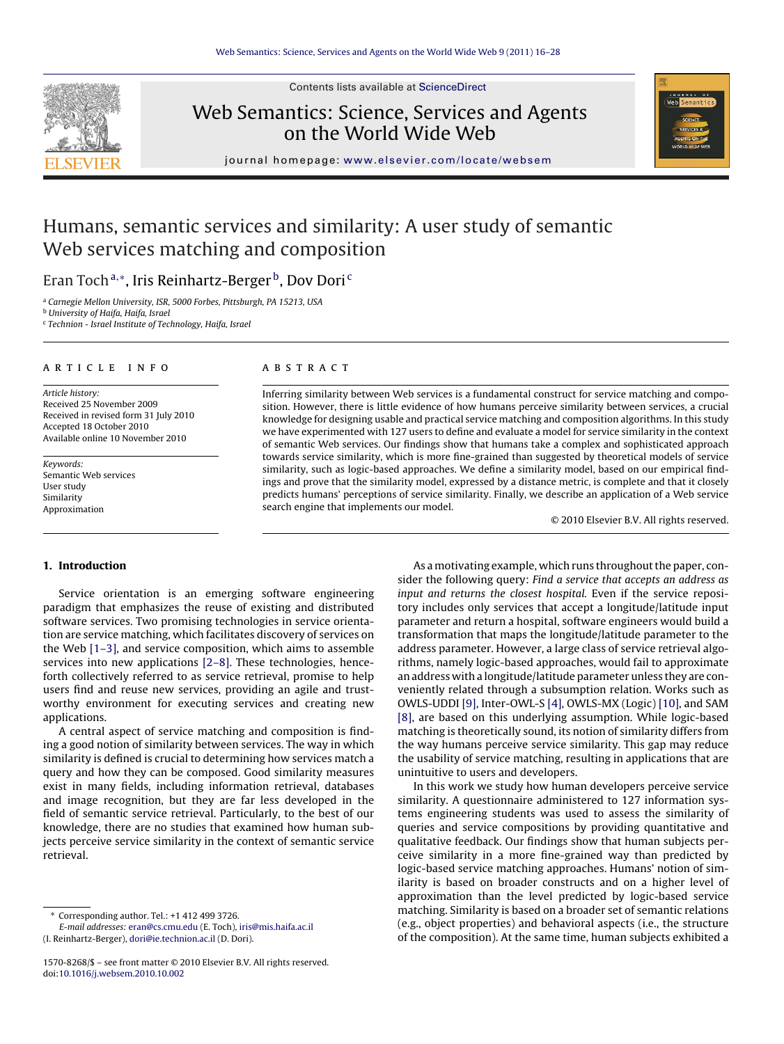# Humans, semantic services and similarity: A user study of semantic Web services matching and composition

Eran Toch[a,*], Iris Reinhartz-Berger[b], Dov Dori[c]

[a] Carnegie Mellon University, ISR, 5000 Forbes, Pittsburgh, PA 15213, USA
[b] University of Haifa, Haifa, Israel
[c] Technion - Israel Institute of Technology, Haifa, Israel

**ARTICLE INFO**

*Article history:*
Received 25 November 2009
Received in revised form 31 July 2010
Accepted 18 October 2010
Available online 10 November 2010

*Keywords:*
Semantic Web services
User study
Similarity
Approximation

**ABSTRACT**

Inferring similarity between Web services is a fundamental construct for service matching and composition. However, there is little evidence of how humans perceive similarity between services, a crucial knowledge for designing usable and practical service matching and composition algorithms. In this study we have experimented with 127 users to define and evaluate a model for service similarity in the context of semantic Web services. Our findings show that humans take a complex and sophisticated approach towards service similarity, which is more fine-grained than suggested by theoretical models of service similarity, such as logic-based approaches. We define a similarity model, based on our empirical findings and prove that the similarity model, expressed by a distance metric, is complete and that it closely predicts humans' perceptions of service similarity. Finally, we describe an application of a Web service search engine that implements our model.

© 2010 Elsevier B.V. All rights reserved.

## 1. Introduction

Service orientation is an emerging software engineering paradigm that emphasizes the reuse of existing and distributed software services. Two promising technologies in service orientation are service matching, which facilitates discovery of services on the Web [1–3], and service composition, which aims to assemble services into new applications [2–8]. These technologies, henceforth collectively referred to as service retrieval, promise to help users find and reuse new services, providing an agile and trustworthy environment for executing services and creating new applications.

A central aspect of service matching and composition is finding a good notion of similarity between services. The way in which similarity is defined is crucial to determining how services match a query and how they can be composed. Good similarity measures exist in many fields, including information retrieval, databases and image recognition, but they are far less developed in the field of semantic service retrieval. Particularly, to the best of our knowledge, there are no studies that examined how human subjects perceive service similarity in the context of semantic service retrieval.

As a motivating example, which runs throughout the paper, consider the following query: *Find a service that accepts an address as input and returns the closest hospital.* Even if the service repository includes only services that accept a longitude/latitude input parameter and return a hospital, software engineers would build a transformation that maps the longitude/latitude parameter to the address parameter. However, a large class of service retrieval algorithms, namely logic-based approaches, would fail to approximate an address with a longitude/latitude parameter unless they are conveniently related through a subsumption relation. Works such as OWLS-UDDI [9], Inter-OWL-S [4], OWLS-MX (Logic) [10], and SAM [8], are based on this underlying assumption. While logic-based matching is theoretically sound, its notion of similarity differs from the way humans perceive service similarity. This gap may reduce the usability of service matching, resulting in applications that are unintuitive to users and developers.

In this work we study how human developers perceive service similarity. A questionnaire administered to 127 information systems engineering students was used to assess the similarity of queries and service compositions by providing quantitative and qualitative feedback. Our findings show that human subjects perceive similarity in a more fine-grained way than predicted by logic-based service matching approaches. Humans' notion of similarity is based on broader constructs and on a higher level of approximation than the level predicted by logic-based service matching. Similarity is based on a broader set of semantic relations (e.g., object properties) and behavioral aspects (i.e., the structure of the composition). At the same time, human subjects exhibited a

* Corresponding author. Tel.: +1 412 499 3726.
*E-mail addresses:* eran@cs.cmu.edu (E. Toch), iris@mis.haifa.ac.il (I. Reinhartz-Berger), dori@ie.technion.ac.il (D. Dori).

1570-8268/$ – see front matter © 2010 Elsevier B.V. All rights reserved.
doi:10.1016/j.websem.2010.10.002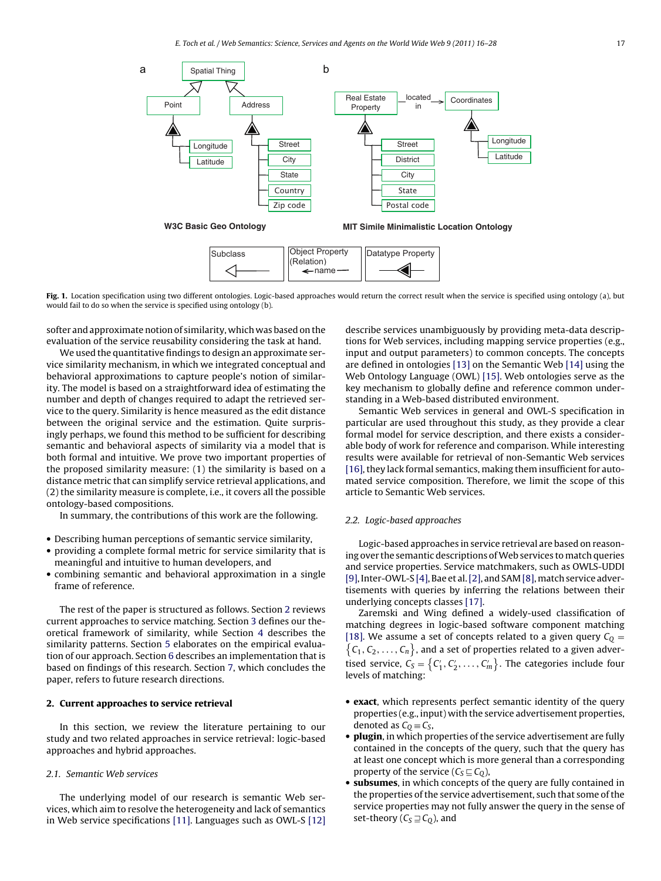Fig. 1. Location specification using two different ontologies. Logic-based approaches would return the correct result when the service is specified using ontology (a), but would fail to do so when the service is specified using ontology (b).

softer and approximate notion of similarity, which was based on the evaluation of the service reusability considering the task at hand.

We used the quantitative findings to design an approximate service similarity mechanism, in which we integrated conceptual and behavioral approximations to capture people's notion of similarity. The model is based on a straightforward idea of estimating the number and depth of changes required to adapt the retrieved service to the query. Similarity is hence measured as the edit distance between the original service and the estimation. Quite surprisingly perhaps, we found this method to be sufficient for describing semantic and behavioral aspects of similarity via a model that is both formal and intuitive. We prove two important properties of the proposed similarity measure: (1) the similarity is based on a distance metric that can simplify service retrieval applications, and (2) the similarity measure is complete, i.e., it covers all the possible ontology-based compositions.

In summary, the contributions of this work are the following.

- Describing human perceptions of semantic service similarity,
- providing a complete formal metric for service similarity that is meaningful and intuitive to human developers, and
- combining semantic and behavioral approximation in a single frame of reference.

The rest of the paper is structured as follows. Section 2 reviews current approaches to service matching. Section 3 defines our theoretical framework of similarity, while Section 4 describes the similarity patterns. Section 5 elaborates on the empirical evaluation of our approach. Section 6 describes an implementation that is based on findings of this research. Section 7, which concludes the paper, refers to future research directions.

## 2. Current approaches to service retrieval

In this section, we review the literature pertaining to our study and two related approaches in service retrieval: logic-based approaches and hybrid approaches.

### 2.1. Semantic Web services

The underlying model of our research is semantic Web services, which aim to resolve the heterogeneity and lack of semantics in Web service specifications [11]. Languages such as OWL-S [12] describe services unambiguously by providing meta-data descriptions for Web services, including mapping service properties (e.g., input and output parameters) to common concepts. The concepts are defined in ontologies [13] on the Semantic Web [14] using the Web Ontology Language (OWL) [15]. Web ontologies serve as the key mechanism to globally define and reference common understanding in a Web-based distributed environment.

Semantic Web services in general and OWL-S specification in particular are used throughout this study, as they provide a clear formal model for service description, and there exists a considerable body of work for reference and comparison. While interesting results were available for retrieval of non-Semantic Web services [16], they lack formal semantics, making them insufficient for automated service composition. Therefore, we limit the scope of this article to Semantic Web services.

### 2.2. Logic-based approaches

Logic-based approaches in service retrieval are based on reasoning over the semantic descriptions of Web services to match queries and service properties. Service matchmakers, such as OWLS-UDDI [9], Inter-OWL-S [4], Bae et al. [2], and SAM [8], match service advertisements with queries by inferring the relations between their underlying concepts classes [17].

Zaremski and Wing defined a widely-used classification of matching degrees in logic-based software component matching [18]. We assume a set of concepts related to a given query $C_Q = \{C_1, C_2, \ldots, C_n\}$, and a set of properties related to a given advertised service, $C_S = \{C'_1, C'_2, \ldots, C'_m\}$. The categories include four levels of matching:

- **exact**, which represents perfect semantic identity of the query properties (e.g., input) with the service advertisement properties, denoted as $C_Q \equiv C_S$,
- **plugin**, in which properties of the service advertisement are fully contained in the concepts of the query, such that the query has at least one concept which is more general than a corresponding property of the service ($C_S \sqsubseteq C_Q$),
- **subsumes**, in which concepts of the query are fully contained in the properties of the service advertisement, such that some of the service properties may not fully answer the query in the sense of set-theory ($C_S \sqsupseteq C_Q$), and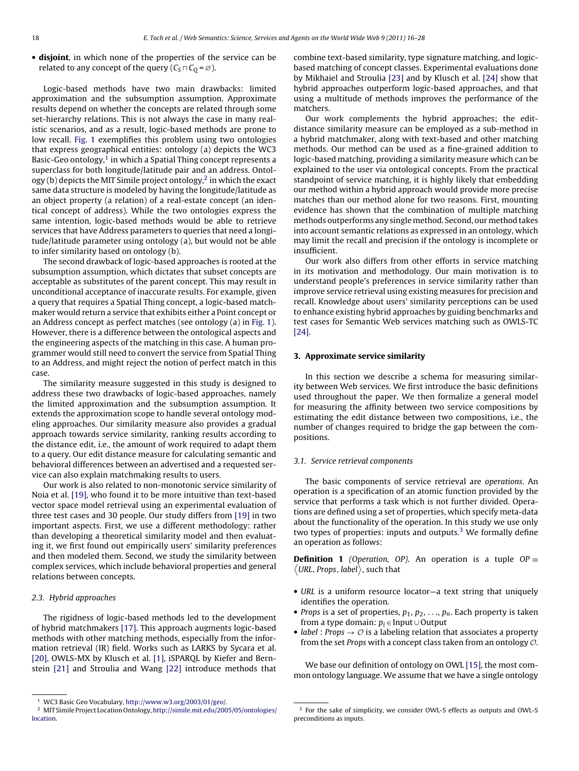- **disjoint**, in which none of the properties of the service can be related to any concept of the query ($C_S \sqcap C_Q = \varnothing$).

Logic-based methods have two main drawbacks: limited approximation and the subsumption assumption. Approximate results depend on whether the concepts are related through some set-hierarchy relations. This is not always the case in many realistic scenarios, and as a result, logic-based methods are prone to low recall. Fig. 1 exemplifies this problem using two ontologies that express geographical entities: ontology (a) depicts the WC3 Basic-Geo ontology,[1] in which a Spatial Thing concept represents a superclass for both longitude/latitude pair and an address. Ontology (b) depicts the MIT Simile project ontology,[2] in which the exact same data structure is modeled by having the longitude/latitude as an object property (a relation) of a real-estate concept (an identical concept of address). While the two ontologies express the same intention, logic-based methods would be able to retrieve services that have Address parameters to queries that need a longitude/latitude parameter using ontology (a), but would not be able to infer similarity based on ontology (b).

The second drawback of logic-based approaches is rooted at the subsumption assumption, which dictates that subset concepts are acceptable as substitutes of the parent concept. This may result in unconditional acceptance of inaccurate results. For example, given a query that requires a Spatial Thing concept, a logic-based matchmaker would return a service that exhibits either a Point concept or an Address concept as perfect matches (see ontology (a) in Fig. 1). However, there is a difference between the ontological aspects and the engineering aspects of the matching in this case. A human programmer would still need to convert the service from Spatial Thing to an Address, and might reject the notion of perfect match in this case.

The similarity measure suggested in this study is designed to address these two drawbacks of logic-based approaches, namely the limited approximation and the subsumption assumption. It extends the approximation scope to handle several ontology modeling approaches. Our similarity measure also provides a gradual approach towards service similarity, ranking results according to the distance edit, i.e., the amount of work required to adapt them to a query. Our edit distance measure for calculating semantic and behavioral differences between an advertised and a requested service can also explain matchmaking results to users.

Our work is also related to non-monotonic service similarity of Noia et al. [19], who found it to be more intuitive than text-based vector space model retrieval using an experimental evaluation of three test cases and 30 people. Our study differs from [19] in two important aspects. First, we use a different methodology: rather than developing a theoretical similarity model and then evaluating it, we first found out empirically users' similarity preferences and then modeled them. Second, we study the similarity between complex services, which include behavioral properties and general relations between concepts.

### 2.3. Hybrid approaches

The rigidness of logic-based methods led to the development of hybrid matchmakers [17]. This approach augments logic-based methods with other matching methods, especially from the information retrieval (IR) field. Works such as LARKS by Sycara et al. [20], OWLS-MX by Klusch et al. [1], iSPARQL by Kiefer and Bernstein [21] and Stroulia and Wang [22] introduce methods that combine text-based similarity, type signature matching, and logic-based matching of concept classes. Experimental evaluations done by Mikhaiel and Stroulia [23] and by Klusch et al. [24] show that hybrid approaches outperform logic-based approaches, and that using a multitude of methods improves the performance of the matchers.

Our work complements the hybrid approaches; the edit-distance similarity measure can be employed as a sub-method in a hybrid matchmaker, along with text-based and other matching methods. Our method can be used as a fine-grained addition to logic-based matching, providing a similarity measure which can be explained to the user via ontological concepts. From the practical standpoint of service matching, it is highly likely that embedding our method within a hybrid approach would provide more precise matches than our method alone for two reasons. First, mounting evidence has shown that the combination of multiple matching methods outperforms any single method. Second, our method takes into account semantic relations as expressed in an ontology, which may limit the recall and precision if the ontology is incomplete or insufficient.

Our work also differs from other efforts in service matching in its motivation and methodology. Our main motivation is to understand people's preferences in service similarity rather than improve service retrieval using existing measures for precision and recall. Knowledge about users' similarity perceptions can be used to enhance existing hybrid approaches by guiding benchmarks and test cases for Semantic Web services matching such as OWLS-TC [24].

## 3. Approximate service similarity

In this section we describe a schema for measuring similarity between Web services. We first introduce the basic definitions used throughout the paper. We then formalize a general model for measuring the affinity between two service compositions by estimating the edit distance between two compositions, i.e., the number of changes required to bridge the gap between the compositions.

### 3.1. Service retrieval components

The basic components of service retrieval are *operations*. An operation is a specification of an atomic function provided by the service that performs a task which is not further divided. Operations are defined using a set of properties, which specify meta-data about the functionality of the operation. In this study we use only two types of properties: inputs and outputs.[3] We formally define an operation as follows:

**Definition 1** *(Operation, OP).* An operation is a tuple $OP \equiv \langle URL, Props, label \rangle$, such that

- *URL* is a uniform resource locator—a text string that uniquely identifies the operation.
- *Props* is a set of properties, $p_1, p_2, \ldots, p_n$. Each property is taken from a type domain: $p_i \in \text{Input} \cup \text{Output}$
- $label : Props \rightarrow \mathcal{O}$ is a labeling relation that associates a property from the set *Props* with a concept class taken from an ontology $\mathcal{O}$.

We base our definition of ontology on OWL [15], the most common ontology language. We assume that we have a single ontology

[1] WC3 Basic Geo Vocabulary, http://www.w3.org/2003/01/geo/.

[2] MIT Simile Project Location Ontology, http://simile.mit.edu/2005/05/ontologies/location.

[3] For the sake of simplicity, we consider OWL-S effects as outputs and OWL-S preconditions as inputs.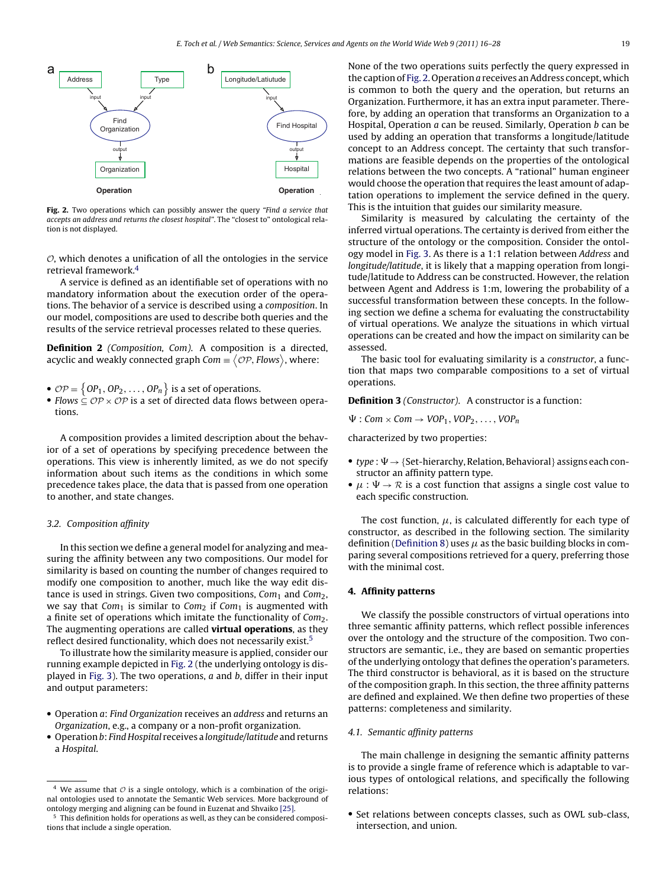Fig. 2. Two operations which can possibly answer the query *"Find a service that accepts an address and returns the closest hospital"*. The "closest to" ontological relation is not displayed.

$\mathcal{O}$, which denotes a unification of all the ontologies in the service retrieval framework.[4]

A service is defined as an identifiable set of operations with no mandatory information about the execution order of the operations. The behavior of a service is described using a *composition*. In our model, compositions are used to describe both queries and the results of the service retrieval processes related to these queries.

**Definition 2** *(Composition, Com).* A composition is a directed, acyclic and weakly connected graph $Com \equiv \langle \mathcal{OP}, Flows \rangle$, where:

- $\mathcal{OP} = \{OP_1, OP_2, \ldots, OP_n\}$ is a set of operations.
- $Flows \subseteq \mathcal{OP} \times \mathcal{OP}$ is a set of directed data flows between operations.

A composition provides a limited description about the behavior of a set of operations by specifying precedence between the operations. This view is inherently limited, as we do not specify information about such items as the conditions in which some precedence takes place, the data that is passed from one operation to another, and state changes.

### 3.2. Composition affinity

In this section we define a general model for analyzing and measuring the affinity between any two compositions. Our model for similarity is based on counting the number of changes required to modify one composition to another, much like the way edit distance is used in strings. Given two compositions, $Com_1$ and $Com_2$, we say that $Com_1$ is similar to $Com_2$ if $Com_1$ is augmented with a finite set of operations which imitate the functionality of $Com_2$. The augmenting operations are called **virtual operations**, as they reflect desired functionality, which does not necessarily exist.[5]

To illustrate how the similarity measure is applied, consider our running example depicted in Fig. 2 (the underlying ontology is displayed in Fig. 3). The two operations, *a* and *b*, differ in their input and output parameters:

- Operation *a*: *Find Organization* receives an *address* and returns an *Organization*, e.g., a company or a non-profit organization.
- Operation *b*: *Find Hospital* receives a *longitude/latitude* and returns a *Hospital*.

None of the two operations suits perfectly the query expressed in the caption of Fig. 2. Operation *a* receives an Address concept, which is common to both the query and the operation, but returns an Organization. Furthermore, it has an extra input parameter. Therefore, by adding an operation that transforms an Organization to a Hospital, Operation *a* can be reused. Similarly, Operation *b* can be used by adding an operation that transforms a longitude/latitude concept to an Address concept. The certainty that such transformations are feasible depends on the properties of the ontological relations between the two concepts. A "rational" human engineer would choose the operation that requires the least amount of adaptation operations to implement the service defined in the query. This is the intuition that guides our similarity measure.

Similarity is measured by calculating the certainty of the inferred virtual operations. The certainty is derived from either the structure of the ontology or the composition. Consider the ontology model in Fig. 3. As there is a 1:1 relation between *Address* and *longitude/latitude*, it is likely that a mapping operation from longitude/latitude to Address can be constructed. However, the relation between Agent and Address is 1:m, lowering the probability of a successful transformation between these concepts. In the following section we define a schema for evaluating the constructability of virtual operations. We analyze the situations in which virtual operations can be created and how the impact on similarity can be assessed.

The basic tool for evaluating similarity is a *constructor*, a function that maps two comparable compositions to a set of virtual operations.

**Definition 3** *(Constructor).* A constructor is a function:

$$\Psi : Com \times Com \rightarrow VOP_1, VOP_2, \ldots, VOP_n$$

characterized by two properties:

- *type* : $\Psi \rightarrow$ {Set-hierarchy, Relation, Behavioral} assigns each constructor an affinity pattern type.
- $\mu : \Psi \rightarrow \mathcal{R}$ is a cost function that assigns a single cost value to each specific construction.

The cost function, $\mu$, is calculated differently for each type of constructor, as described in the following section. The similarity definition (Definition 8) uses $\mu$ as the basic building blocks in comparing several compositions retrieved for a query, preferring those with the minimal cost.

## 4. Affinity patterns

We classify the possible constructors of virtual operations into three semantic affinity patterns, which reflect possible inferences over the ontology and the structure of the composition. Two constructors are semantic, i.e., they are based on semantic properties of the underlying ontology that defines the operation's parameters. The third constructor is behavioral, as it is based on the structure of the composition graph. In this section, the three affinity patterns are defined and explained. We then define two properties of these patterns: completeness and similarity.

### 4.1. Semantic affinity patterns

The main challenge in designing the semantic affinity patterns is to provide a single frame of reference which is adaptable to various types of ontological relations, and specifically the following relations:

- Set relations between concepts classes, such as OWL sub-class, intersection, and union.

---

[4] We assume that $\mathcal{O}$ is a single ontology, which is a combination of the original ontologies used to annotate the Semantic Web services. More background of ontology merging and aligning can be found in Euzenat and Shvaiko [25].

[5] This definition holds for operations as well, as they can be considered compositions that include a single operation.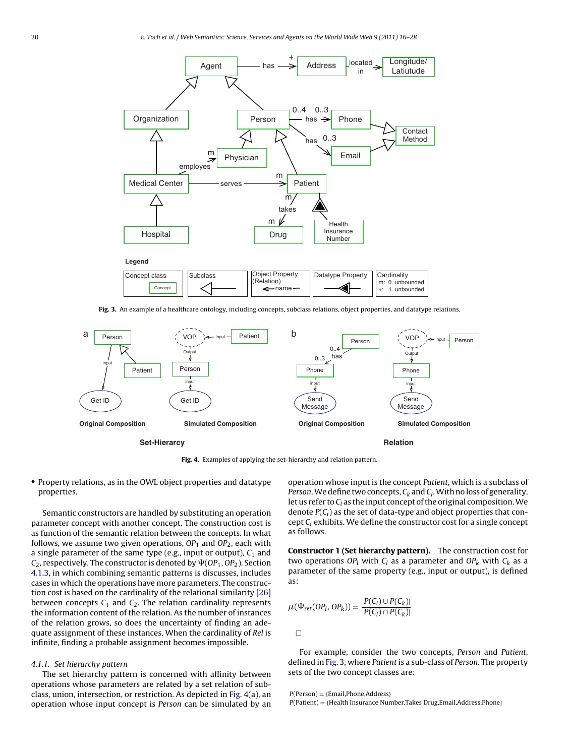Fig. 3. An example of a healthcare ontology, including concepts, subclass relations, object properties, and datatype relations.

Fig. 4. Examples of applying the set-hierarchy and relation pattern.

- Property relations, as in the OWL object properties and datatype properties.

Semantic constructors are handled by substituting an operation parameter concept with another concept. The construction cost is as function of the semantic relation between the concepts. In what follows, we assume two given operations, $OP_1$ and $OP_2$, each with a single parameter of the same type (e.g., input or output), $C_1$ and $C_2$, respectively. The constructor is denoted by $\Psi(OP_1, OP_2)$. Section 4.1.3, in which combining semantic patterns is discusses, includes cases in which the operations have more parameters. The construction cost is based on the cardinality of the relational similarity [26] between concepts $C_1$ and $C_2$. The relation cardinality represents the information content of the relation. As the number of instances of the relation grows, so does the uncertainty of finding an adequate assignment of these instances. When the cardinality of *Rel* is infinite, finding a probable assignment becomes impossible.

### 4.1.1. Set hierarchy pattern

The set hierarchy pattern is concerned with affinity between operations whose parameters are related by a set relation of subclass, union, intersection, or restriction. As depicted in Fig. 4(a), an operation whose input concept is *Person* can be simulated by an operation whose input is the concept *Patient*, which is a subclass of *Person*. We define two concepts, $C_k$ and $C_l$. With no loss of generality, let us refer to $C_l$ as the input concept of the original composition. We denote $P(C_i)$ as the set of data-type and object properties that concept $C_i$ exhibits. We define the constructor cost for a single concept as follows.

**Constructor 1 (Set hierarchy pattern).** The construction cost for two operations $OP_l$ with $C_l$ as a parameter and $OP_k$ with $C_k$ as a parameter of the same property (e.g., input or output), is defined as:

$$\mu(\Psi_{set}(OP_l, OP_k)) = \frac{|P(C_l) \cup P(C_k)|}{|P(C_l) \cap P(C_k)|}$$

□

For example, consider the two concepts, *Person* and *Patient*, defined in Fig. 3, where *Patient* is a sub-class of *Person*. The property sets of the two concept classes are:

$P(\text{Person}) = \{\text{Email}, \text{Phone}, \text{Address}\}$
$P(\text{Patient}) = \{\text{Health Insurance Number}, \text{Takes Drug}, \text{Email}, \text{Address}, \text{Phone}\}$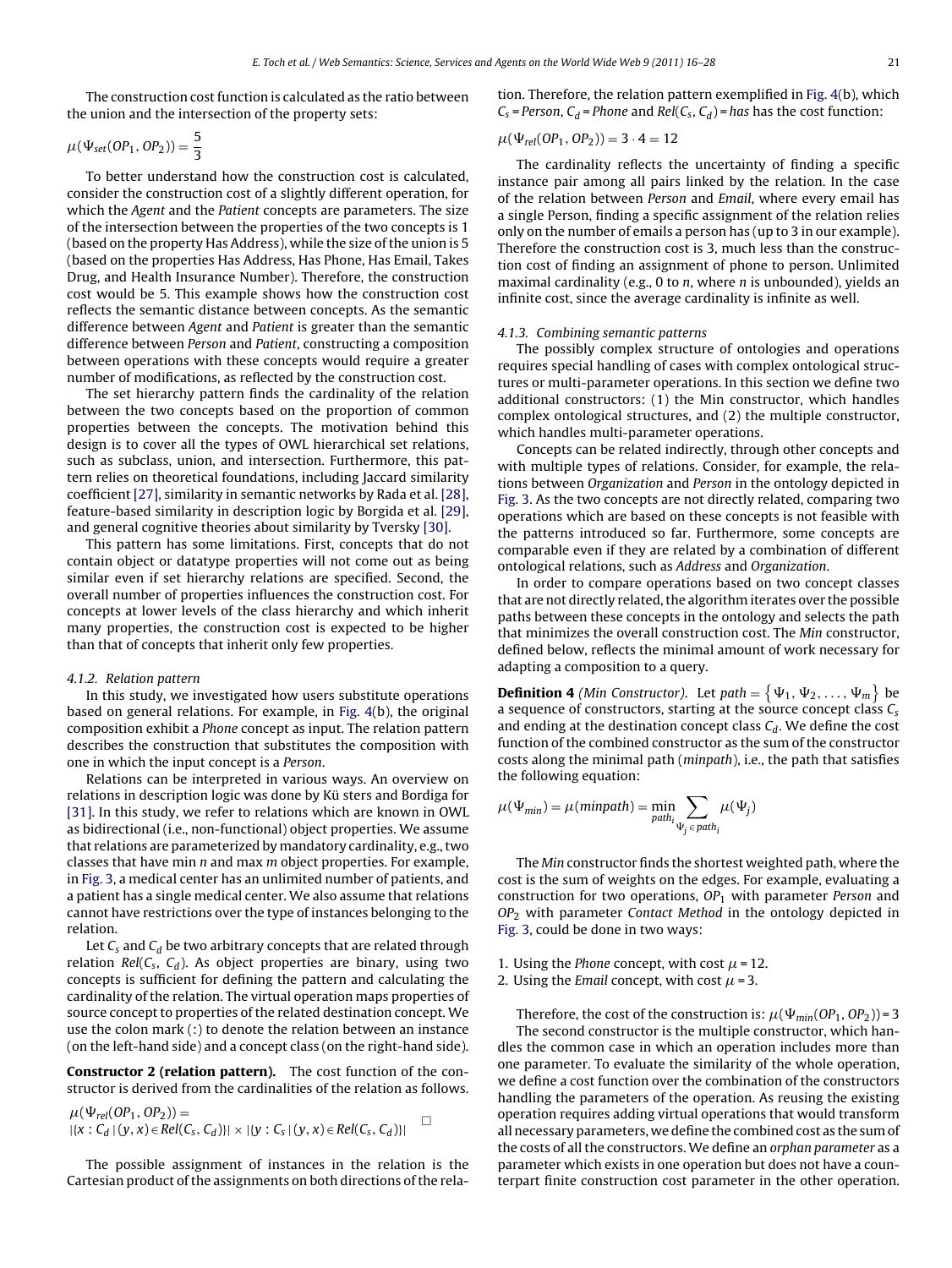The construction cost function is calculated as the ratio between the union and the intersection of the property sets:

$$\mu(\Psi_{set}(OP_1, OP_2)) = \frac{5}{3}$$

To better understand how the construction cost is calculated, consider the construction cost of a slightly different operation, for which the *Agent* and the *Patient* concepts are parameters. The size of the intersection between the properties of the two concepts is 1 (based on the property Has Address), while the size of the union is 5 (based on the properties Has Address, Has Phone, Has Email, Takes Drug, and Health Insurance Number). Therefore, the construction cost would be 5. This example shows how the construction cost reflects the semantic distance between concepts. As the semantic difference between *Agent* and *Patient* is greater than the semantic difference between *Person* and *Patient*, constructing a composition between operations with these concepts would require a greater number of modifications, as reflected by the construction cost.

The set hierarchy pattern finds the cardinality of the relation between the two concepts based on the proportion of common properties between the concepts. The motivation behind this design is to cover all the types of OWL hierarchical set relations, such as subclass, union, and intersection. Furthermore, this pattern relies on theoretical foundations, including Jaccard similarity coefficient [27], similarity in semantic networks by Rada et al. [28], feature-based similarity in description logic by Borgida et al. [29], and general cognitive theories about similarity by Tversky [30].

This pattern has some limitations. First, concepts that do not contain object or datatype properties will not come out as being similar even if set hierarchy relations are specified. Second, the overall number of properties influences the construction cost. For concepts at lower levels of the class hierarchy and which inherit many properties, the construction cost is expected to be higher than that of concepts that inherit only few properties.

#### 4.1.2. Relation pattern

In this study, we investigated how users substitute operations based on general relations. For example, in Fig. 4(b), the original composition exhibit a *Phone* concept as input. The relation pattern describes the construction that substitutes the composition with one in which the input concept is a *Person*.

Relations can be interpreted in various ways. An overview on relations in description logic was done by Kü sters and Bordiga for [31]. In this study, we refer to relations which are known in OWL as bidirectional (i.e., non-functional) object properties. We assume that relations are parameterized by mandatory cardinality, e.g., two classes that have min *n* and max *m* object properties. For example, in Fig. 3, a medical center has an unlimited number of patients, and a patient has a single medical center. We also assume that relations cannot have restrictions over the type of instances belonging to the relation.

Let $C_s$ and $C_d$ be two arbitrary concepts that are related through relation $Rel(C_s, C_d)$. As object properties are binary, using two concepts is sufficient for defining the pattern and calculating the cardinality of the relation. The virtual operation maps properties of source concept to properties of the related destination concept. We use the colon mark (:) to denote the relation between an instance (on the left-hand side) and a concept class (on the right-hand side).

**Constructor 2 (relation pattern).** The cost function of the constructor is derived from the cardinalities of the relation as follows.

$$\mu(\Psi_{rel}(OP_1, OP_2)) = |\{x : C_d \mid (y, x) \in Rel(C_s, C_d)\}| \times |\{y : C_s \mid (y, x) \in Rel(C_s, C_d)\}| \quad \square$$

The possible assignment of instances in the relation is the Cartesian product of the assignments on both directions of the relation. Therefore, the relation pattern exemplified in Fig. 4(b), which $C_s$ = *Person*, $C_d$ = *Phone* and $Rel(C_s, C_d)$ = *has* has the cost function:

$$\mu(\Psi_{rel}(OP_1, OP_2)) = 3 \cdot 4 = 12$$

The cardinality reflects the uncertainty of finding a specific instance pair among all pairs linked by the relation. In the case of the relation between *Person* and *Email*, where every email has a single Person, finding a specific assignment of the relation relies only on the number of emails a person has (up to 3 in our example). Therefore the construction cost is 3, much less than the construction cost of finding an assignment of phone to person. Unlimited maximal cardinality (e.g., 0 to *n*, where *n* is unbounded), yields an infinite cost, since the average cardinality is infinite as well.

#### 4.1.3. Combining semantic patterns

The possibly complex structure of ontologies and operations requires special handling of cases with complex ontological structures or multi-parameter operations. In this section we define two additional constructors: (1) the Min constructor, which handles complex ontological structures, and (2) the multiple constructor, which handles multi-parameter operations.

Concepts can be related indirectly, through other concepts and with multiple types of relations. Consider, for example, the relations between *Organization* and *Person* in the ontology depicted in Fig. 3. As the two concepts are not directly related, comparing two operations which are based on these concepts is not feasible with the patterns introduced so far. Furthermore, some concepts are comparable even if they are related by a combination of different ontological relations, such as *Address* and *Organization*.

In order to compare operations based on two concept classes that are not directly related, the algorithm iterates over the possible paths between these concepts in the ontology and selects the path that minimizes the overall construction cost. The *Min* constructor, defined below, reflects the minimal amount of work necessary for adapting a composition to a query.

**Definition 4** *(Min Constructor).* Let $path = \{\Psi_1, \Psi_2, \ldots, \Psi_m\}$ be a sequence of constructors, starting at the source concept class $C_s$ and ending at the destination concept class $C_d$. We define the cost function of the combined constructor as the sum of the constructor costs along the minimal path (*minpath*), i.e., the path that satisfies the following equation:

$$\mu(\Psi_{min}) = \mu(minpath) = \min_{path_i} \sum_{\Psi_j \in path_i} \mu(\Psi_j)$$

The *Min* constructor finds the shortest weighted path, where the cost is the sum of weights on the edges. For example, evaluating a construction for two operations, $OP_1$ with parameter *Person* and $OP_2$ with parameter *Contact Method* in the ontology depicted in Fig. 3, could be done in two ways:

1. Using the *Phone* concept, with cost $\mu = 12$.
2. Using the *Email* concept, with cost $\mu = 3$.

Therefore, the cost of the construction is: $\mu(\Psi_{min}(OP_1, OP_2)) = 3$

The second constructor is the multiple constructor, which handles the common case in which an operation includes more than one parameter. To evaluate the similarity of the whole operation, we define a cost function over the combination of the constructors handling the parameters of the operation. As reusing the existing operation requires adding virtual operations that would transform all necessary parameters, we define the combined cost as the sum of the costs of all the constructors. We define an *orphan parameter* as a parameter which exists in one operation but does not have a counterpart finite construction cost parameter in the other operation.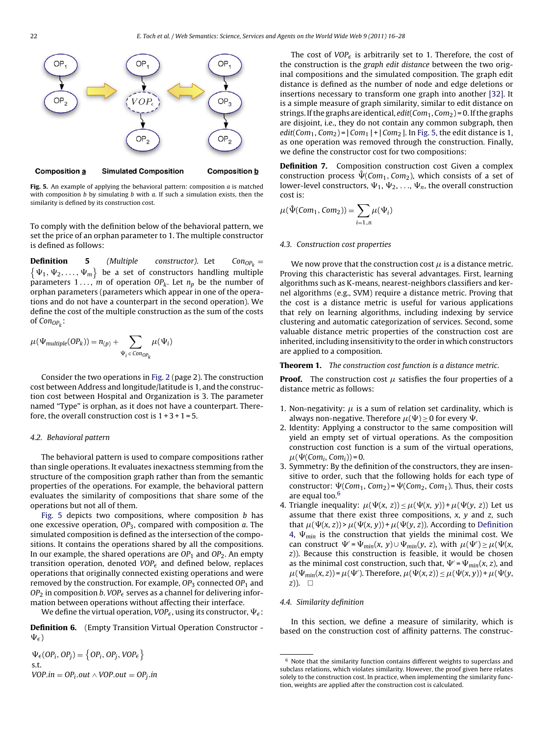Composition **a** Simulated Composition Composition **b**

Fig. 5. An example of applying the behavioral pattern: composition $a$ is matched with composition $b$ by simulating $b$ with $a$. If such a simulation exists, then the similarity is defined by its construction cost.

To comply with the definition below of the behavioral pattern, we set the price of an orphan parameter to 1. The multiple constructor is defined as follows:

**Definition 5** *(Multiple constructor).* Let $Con_{OP_k} = \{\Psi_1, \Psi_2, \ldots, \Psi_m\}$ be a set of constructors handling multiple parameters $1 \ldots, m$ of operation $OP_k$. Let $n_p$ be the number of orphan parameters (parameters which appear in one of the operations and do not have a counterpart in the second operation). We define the cost of the multiple construction as the sum of the costs of $Con_{OP_k}$:

$$\mu(\Psi_{multiple}(OP_k)) = n_{(p)} + \sum_{\Psi_i \in Con_{OP_k}} \mu(\Psi_i)$$

Consider the two operations in Fig. 2 (page 2). The construction cost between Address and longitude/latitude is 1, and the construction cost between Hospital and Organization is 3. The parameter named "Type" is orphan, as it does not have a counterpart. Therefore, the overall construction cost is 1 + 3 + 1 = 5.

### 4.2. Behavioral pattern

The behavioral pattern is used to compare compositions rather than single operations. It evaluates inexactness stemming from the structure of the composition graph rather than from the semantic properties of the operations. For example, the behavioral pattern evaluates the similarity of compositions that share some of the operations but not all of them.

Fig. 5 depicts two compositions, where composition $b$ has one excessive operation, $OP_3$, compared with composition $a$. The simulated composition is defined as the intersection of the compositions. It contains the operations shared by all the compositions. In our example, the shared operations are $OP_1$ and $OP_2$. An empty transition operation, denoted $VOP_\epsilon$ and defined below, replaces operations that originally connected existing operations and were removed by the construction. For example, $OP_3$ connected $OP_1$ and $OP_2$ in composition $b$. $VOP_\epsilon$ serves as a channel for delivering information between operations without affecting their interface.

We define the virtual operation, $VOP_\epsilon$, using its constructor, $\Psi_\epsilon$:

**Definition 6.** (Empty Transition Virtual Operation Constructor - $\Psi_\epsilon$)

$$\Psi_\epsilon(OP_i, OP_j) = \{OP_i, OP_j, VOP_\epsilon\}$$
s.t.
$$VOP.in = OP_i.out \wedge VOP.out = OP_j.in$$

The cost of $VOP_\epsilon$ is arbitrarily set to 1. Therefore, the cost of the construction is the *graph edit distance* between the two original compositions and the simulated composition. The graph edit distance is defined as the number of node and edge deletions or insertions necessary to transform one graph into another [32]. It is a simple measure of graph similarity, similar to edit distance on strings. If the graphs are identical, $edit(Com_1, Com_2) = 0$. If the graphs are disjoint, i.e., they do not contain any common subgraph, then $edit(Com_1, Com_2) = |Com_1| + |Com_2|$. In Fig. 5, the edit distance is 1, as one operation was removed through the construction. Finally, we define the constructor cost for two compositions:

**Definition 7.** Composition construction cost Given a complex construction process $\hat{\Psi}(Com_1, Com_2)$, which consists of a set of lower-level constructors, $\Psi_1, \Psi_2, \ldots, \Psi_n$, the overall construction cost is:

$$\mu(\hat{\Psi}(Com_1, Com_2)) = \sum_{i=1..n} \mu(\Psi_i)$$

### 4.3. Construction cost properties

We now prove that the construction cost $\mu$ is a distance metric. Proving this characteristic has several advantages. First, learning algorithms such as K-means, nearest-neighbors classifiers and kernel algorithms (e.g., SVM) require a distance metric. Proving that the cost is a distance metric is useful for various applications that rely on learning algorithms, including indexing by service clustering and automatic categorization of services. Second, some valuable distance metric properties of the construction cost are inherited, including insensitivity to the order in which constructors are applied to a composition.

**Theorem 1.** *The construction cost function is a distance metric.*

**Proof.** The construction cost $\mu$ satisfies the four properties of a distance metric as follows:

1. Non-negativity: $\mu$ is a sum of relation set cardinality, which is always non-negative. Therefore $\mu(\Psi) \geq 0$ for every $\Psi$.
2. Identity: Applying a constructor to the same composition will yield an empty set of virtual operations. As the composition construction cost function is a sum of the virtual operations, $\mu(\Psi(Com_i, Com_i)) = 0$.
3. Symmetry: By the definition of the constructors, they are insensitive to order, such that the following holds for each type of constructor: $\Psi(Com_1, Com_2) = \Psi(Com_2, Com_1)$. Thus, their costs are equal too.[6]
4. Triangle inequality: $\mu(\Psi(x, z)) \leq \mu(\Psi(x, y)) + \mu(\Psi(y, z))$ Let us assume that there exist three compositions, $x$, $y$ and $z$, such that $\mu(\Psi(x, z)) > \mu(\Psi(x, y)) + \mu(\Psi(y, z))$. According to Definition 4, $\Psi_{min}$ is the construction that yields the minimal cost. We can construct $\Psi' = \Psi_{min}(x, y) \cup \Psi_{min}(y, z)$, with $\mu(\Psi') \geq \mu(\Psi(x, z))$. Because this construction is feasible, it would be chosen as the minimal cost construction, such that, $\Psi' = \Psi_{min}(x, z)$, and $\mu(\Psi_{min}(x, z)) = \mu(\Psi')$. Therefore, $\mu(\Psi(x, z)) \leq \mu(\Psi(x, y)) + \mu(\Psi(y, z))$. □

### 4.4. Similarity definition

In this section, we define a measure of similarity, which is based on the construction cost of affinity patterns. The construc-

[6] Note that the similarity function contains different weights to superclass and subclass relations, which violates similarity. However, the proof given here relates solely to the construction cost. In practice, when implementing the similarity function, weights are applied after the construction cost is calculated.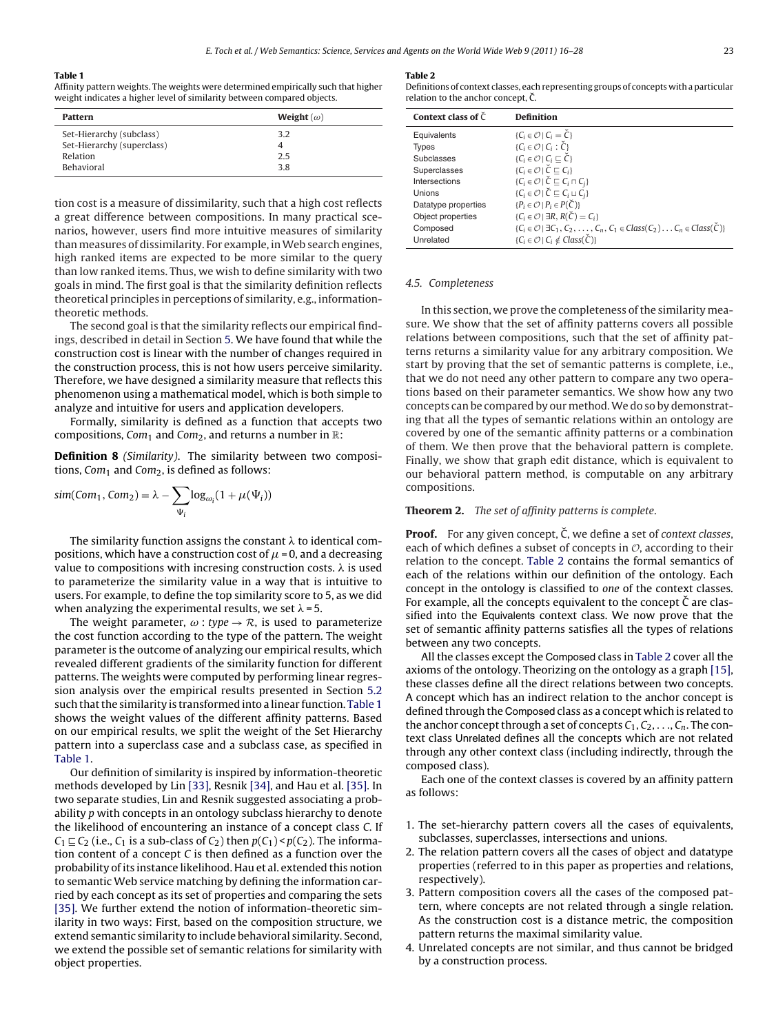**Table 1**
Affinity pattern weights. The weights were determined empirically such that higher weight indicates a higher level of similarity between compared objects.

| Pattern | Weight ($\omega$) |
|---|---|
| Set-Hierarchy (subclass) | 3.2 |
| Set-Hierarchy (superclass) | 4 |
| Relation | 2.5 |
| Behavioral | 3.8 |

tion cost is a measure of dissimilarity, such that a high cost reflects a great difference between compositions. In many practical scenarios, however, users find more intuitive measures of similarity than measures of dissimilarity. For example, in Web search engines, high ranked items are expected to be more similar to the query than low ranked items. Thus, we wish to define similarity with two goals in mind. The first goal is that the similarity definition reflects theoretical principles in perceptions of similarity, e.g., information-theoretic methods.

The second goal is that the similarity reflects our empirical findings, described in detail in Section 5. We have found that while the construction cost is linear with the number of changes required in the construction process, this is not how users perceive similarity. Therefore, we have designed a similarity measure that reflects this phenomenon using a mathematical model, which is both simple to analyze and intuitive for users and application developers.

Formally, similarity is defined as a function that accepts two compositions, $Com_1$ and $Com_2$, and returns a number in $\mathbb{R}$:

**Definition 8** *(Similarity)*. The similarity between two compositions, $Com_1$ and $Com_2$, is defined as follows:

$$sim(Com_1, Com_2) = \lambda - \sum_{\Psi_i} \log_{\omega_i}(1 + \mu(\Psi_i))$$

The similarity function assigns the constant $\lambda$ to identical compositions, which have a construction cost of $\mu = 0$, and a decreasing value to compositions with increasing construction costs. $\lambda$ is used to parameterize the similarity value in a way that is intuitive to users. For example, to define the top similarity score to 5, as we did when analyzing the experimental results, we set $\lambda = 5$.

The weight parameter, $\omega : type \to \mathcal{R}$, is used to parameterize the cost function according to the type of the pattern. The weight parameter is the outcome of analyzing our empirical results, which revealed different gradients of the similarity function for different patterns. The weights were computed by performing linear regression analysis over the empirical results presented in Section 5.2 such that the similarity is transformed into a linear function. Table 1 shows the weight values of the different affinity patterns. Based on our empirical results, we split the weight of the Set Hierarchy pattern into a superclass case and a subclass case, as specified in Table 1.

Our definition of similarity is inspired by information-theoretic methods developed by Lin [33], Resnik [34], and Hau et al. [35]. In two separate studies, Lin and Resnik suggested associating a probability $p$ with concepts in an ontology subclass hierarchy to denote the likelihood of encountering an instance of a concept class $C$. If $C_1 \sqsubseteq C_2$ (i.e., $C_1$ is a sub-class of $C_2$) then $p(C_1) < p(C_2)$. The information content of a concept $C$ is then defined as a function over the probability of its instance likelihood. Hau et al. extended this notion to semantic Web service matching by defining the information carried by each concept as its set of properties and comparing the sets [35]. We further extend the notion of information-theoretic similarity in two ways: First, based on the composition structure, we extend semantic similarity to include behavioral similarity. Second, we extend the possible set of semantic relations for similarity with object properties.

**Table 2**
Definitions of context classes, each representing groups of concepts with a particular relation to the anchor concept, $\check{C}$.

| Context class of $\check{C}$ | Definition |
|---|---|
| Equivalents | $\{C_i \in \mathcal{O} \mid C_i = \check{C}\}$ |
| Types | $\{C_i \in \mathcal{O} \mid C_i : \check{C}\}$ |
| Subclasses | $\{C_i \in \mathcal{O} \mid C_i \sqsubseteq \check{C}\}$ |
| Superclasses | $\{C_i \in \mathcal{O} \mid \check{C} \sqsubseteq C_i\}$ |
| Intersections | $\{C_i \in \mathcal{O} \mid \check{C} \sqsubseteq C_i \sqcap C_j\}$ |
| Unions | $\{C_i \in \mathcal{O} \mid \check{C} \sqsubseteq C_i \sqcup C_j\}$ |
| Datatype properties | $\{P_i \in \mathcal{O} \mid P_i \in P(\check{C})\}$ |
| Object properties | $\{C_i \in \mathcal{O} \mid \exists R, R(\check{C}) = C_i\}$ |
| Composed | $\{C_i \in \mathcal{O} \mid \exists C_1, C_2, \ldots, C_n, C_1 \in Class(C_2) \ldots C_n \in Class(\check{C})\}$ |
| Unrelated | $\{C_i \in \mathcal{O} \mid C_i \notin Class(\check{C})\}$ |

### 4.5. Completeness

In this section, we prove the completeness of the similarity measure. We show that the set of affinity patterns covers all possible relations between compositions, such that the set of affinity patterns returns a similarity value for any arbitrary composition. We start by proving that the set of semantic patterns is complete, i.e., that we do not need any other pattern to compare any two operations based on their parameter semantics. We show how any two concepts can be compared by our method. We do so by demonstrating that all the types of semantic relations within an ontology are covered by one of the semantic affinity patterns or a combination of them. We then prove that the behavioral pattern is complete. Finally, we show that graph edit distance, which is equivalent to our behavioral pattern method, is computable on any arbitrary compositions.

**Theorem 2.** *The set of affinity patterns is complete.*

**Proof.** For any given concept, $\check{C}$, we define a set of *context classes*, each of which defines a subset of concepts in $\mathcal{O}$, according to their relation to the concept. Table 2 contains the formal semantics of each of the relations within our definition of the ontology. Each concept in the ontology is classified to *one* of the context classes. For example, all the concepts equivalent to the concept $\check{C}$ are classified into the Equivalents context class. We now prove that the set of semantic affinity patterns satisfies all the types of relations between any two concepts.

All the classes except the Composed class in Table 2 cover all the axioms of the ontology. Theorizing on the ontology as a graph [15], these classes define all the direct relations between two concepts. A concept which has an indirect relation to the anchor concept is defined through the Composed class as a concept which is related to the anchor concept through a set of concepts $C_1, C_2, \ldots, C_n$. The context class Unrelated defines all the concepts which are not related through any other context class (including indirectly, through the composed class).

Each one of the context classes is covered by an affinity pattern as follows:

1. The set-hierarchy pattern covers all the cases of equivalents, subclasses, superclasses, intersections and unions.
2. The relation pattern covers all the cases of object and datatype properties (referred to in this paper as properties and relations, respectively).
3. Pattern composition covers all the cases of the composed pattern, where concepts are not related through a single relation. As the construction cost is a distance metric, the composition pattern returns the maximal similarity value.
4. Unrelated concepts are not similar, and thus cannot be bridged by a construction process.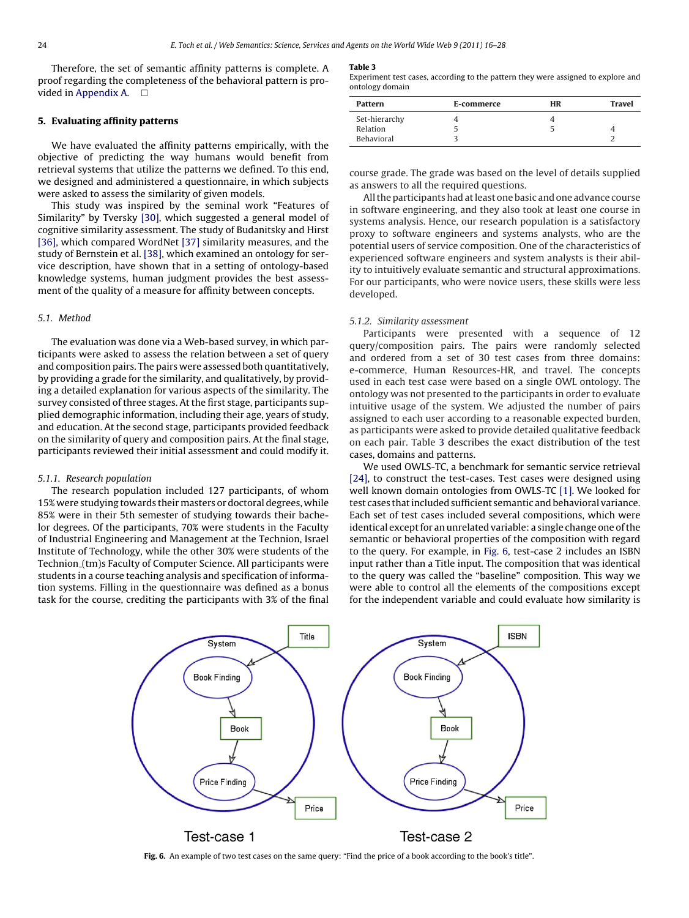Therefore, the set of semantic affinity patterns is complete. A proof regarding the completeness of the behavioral pattern is provided in Appendix A. □

## 5. Evaluating affinity patterns

We have evaluated the affinity patterns empirically, with the objective of predicting the way humans would benefit from retrieval systems that utilize the patterns we defined. To this end, we designed and administered a questionnaire, in which subjects were asked to assess the similarity of given models.

This study was inspired by the seminal work "Features of Similarity" by Tversky [30], which suggested a general model of cognitive similarity assessment. The study of Budanitsky and Hirst [36], which compared WordNet [37] similarity measures, and the study of Bernstein et al. [38], which examined an ontology for service description, have shown that in a setting of ontology-based knowledge systems, human judgment provides the best assessment of the quality of a measure for affinity between concepts.

### 5.1. Method

The evaluation was done via a Web-based survey, in which participants were asked to assess the relation between a set of query and composition pairs. The pairs were assessed both quantitatively, by providing a grade for the similarity, and qualitatively, by providing a detailed explanation for various aspects of the similarity. The survey consisted of three stages. At the first stage, participants supplied demographic information, including their age, years of study, and education. At the second stage, participants provided feedback on the similarity of query and composition pairs. At the final stage, participants reviewed their initial assessment and could modify it.

#### 5.1.1. Research population

The research population included 127 participants, of whom 15% were studying towards their masters or doctoral degrees, while 85% were in their 5th semester of studying towards their bachelor degrees. Of the participants, 70% were students in the Faculty of Industrial Engineering and Management at the Technion, Israel Institute of Technology, while the other 30% were students of the Technion_(tm)s Faculty of Computer Science. All participants were students in a course teaching analysis and specification of information systems. Filling in the questionnaire was defined as a bonus task for the course, crediting the participants with 3% of the final course grade. The grade was based on the level of details supplied as answers to all the required questions.

All the participants had at least one basic and one advance course in software engineering, and they also took at least one course in systems analysis. Hence, our research population is a satisfactory proxy to software engineers and systems analysts, who are the potential users of service composition. One of the characteristics of experienced software engineers and system analysts is their ability to intuitively evaluate semantic and structural approximations. For our participants, who were novice users, these skills were less developed.

**Table 3**
Experiment test cases, according to the pattern they were assigned to explore and ontology domain

| Pattern | E-commerce | HR | Travel |
|---|---|---|---|
| Set-hierarchy | 4 | 4 | |
| Relation | 5 | 5 | 4 |
| Behavioral | 3 | | 2 |

#### 5.1.2. Similarity assessment

Participants were presented with a sequence of 12 query/composition pairs. The pairs were randomly selected and ordered from a set of 30 test cases from three domains: e-commerce, Human Resources-HR, and travel. The concepts used in each test case were based on a single OWL ontology. The ontology was not presented to the participants in order to evaluate intuitive usage of the system. We adjusted the number of pairs assigned to each user according to a reasonable expected burden, as participants were asked to provide detailed qualitative feedback on each pair. Table 3 describes the exact distribution of the test cases, domains and patterns.

We used OWLS-TC, a benchmark for semantic service retrieval [24], to construct the test-cases. Test cases were designed using well known domain ontologies from OWLS-TC [1]. We looked for test cases that included sufficient semantic and behavioral variance. Each set of test cases included several compositions, which were identical except for an unrelated variable: a single change one of the semantic or behavioral properties of the composition with regard to the query. For example, in Fig. 6, test-case 2 includes an ISBN input rather than a Title input. The composition that was identical to the query was called the "baseline" composition. This way we were able to control all the elements of the compositions except for the independent variable and could evaluate how similarity is

**Fig. 6.** An example of two test cases on the same query: "Find the price of a book according to the book's title".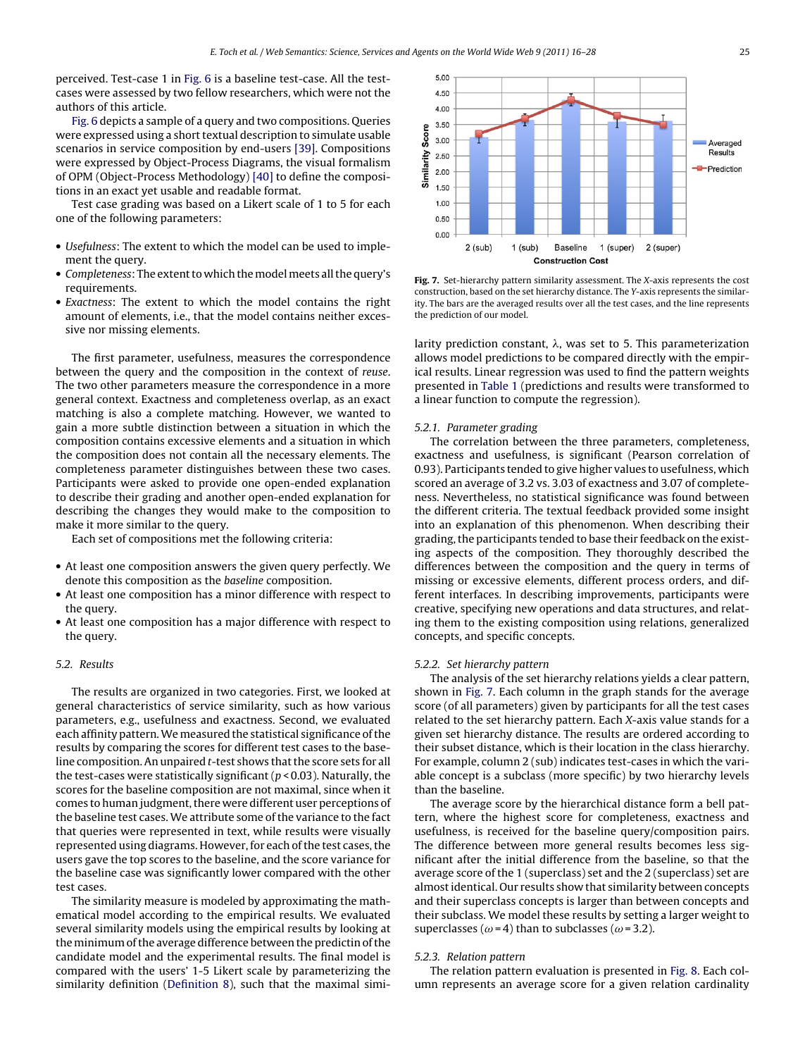perceived. Test-case 1 in Fig. 6 is a baseline test-case. All the test-cases were assessed by two fellow researchers, which were not the authors of this article.

Fig. 6 depicts a sample of a query and two compositions. Queries were expressed using a short textual description to simulate usable scenarios in service composition by end-users [39]. Compositions were expressed by Object-Process Diagrams, the visual formalism of OPM (Object-Process Methodology) [40] to define the compositions in an exact yet usable and readable format.

Test case grading was based on a Likert scale of 1 to 5 for each one of the following parameters:

- *Usefulness*: The extent to which the model can be used to implement the query.
- *Completeness*: The extent to which the model meets all the query's requirements.
- *Exactness*: The extent to which the model contains the right amount of elements, i.e., that the model contains neither excessive nor missing elements.

The first parameter, usefulness, measures the correspondence between the query and the composition in the context of *reuse*. The two other parameters measure the correspondence in a more general context. Exactness and completeness overlap, as an exact matching is also a complete matching. However, we wanted to gain a more subtle distinction between a situation in which the composition contains excessive elements and a situation in which the composition does not contain all the necessary elements. The completeness parameter distinguishes between these two cases. Participants were asked to provide one open-ended explanation to describe their grading and another open-ended explanation for describing the changes they would make to the composition to make it more similar to the query.

Each set of compositions met the following criteria:

- At least one composition answers the given query perfectly. We denote this composition as the *baseline* composition.
- At least one composition has a minor difference with respect to the query.
- At least one composition has a major difference with respect to the query.

### 5.2. Results

The results are organized in two categories. First, we looked at general characteristics of service similarity, such as how various parameters, e.g., usefulness and exactness. Second, we evaluated each affinity pattern. We measured the statistical significance of the results by comparing the scores for different test cases to the baseline composition. An unpaired *t*-test shows that the score sets for all the test-cases were statistically significant ($p < 0.03$). Naturally, the scores for the baseline composition are not maximal, since when it comes to human judgment, there were different user perceptions of the baseline test cases. We attribute some of the variance to the fact that queries were represented in text, while results were visually represented using diagrams. However, for each of the test cases, the users gave the top scores to the baseline, and the score variance for the baseline case was significantly lower compared with the other test cases.

The similarity measure is modeled by approximating the mathematical model according to the empirical results. We evaluated several similarity models using the empirical results by looking at the minimum of the average difference between the predictin of the candidate model and the experimental results. The final model is compared with the users' 1-5 Likert scale by parameterizing the similarity definition (Definition 8), such that the maximal similarity prediction constant, $\lambda$, was set to 5. This parameterization allows model predictions to be compared directly with the empirical results. Linear regression was used to find the pattern weights presented in Table 1 (predictions and results were transformed to a linear function to compute the regression).

Similarity Score
5.00
4.50
4.00
3.50
3.00
2.50
2.00
1.50
1.00
0.50
0.00
2 (sub)
1 (sub)
Baseline
1 (super)
2 (super)
Construction Cost
Averaged Results
Prediction

**Fig. 7.** Set-hierarchy pattern similarity assessment. The *X*-axis represents the cost construction, based on the set hierarchy distance. The *Y*-axis represents the similarity. The bars are the averaged results over all the test cases, and the line represents the prediction of our model.

#### 5.2.1. Parameter grading

The correlation between the three parameters, completeness, exactness and usefulness, is significant (Pearson correlation of 0.93). Participants tended to give higher values to usefulness, which scored an average of 3.2 vs. 3.03 of exactness and 3.07 of completeness. Nevertheless, no statistical significance was found between the different criteria. The textual feedback provided some insight into an explanation of this phenomenon. When describing their grading, the participants tended to base their feedback on the existing aspects of the composition. They thoroughly described the differences between the composition and the query in terms of missing or excessive elements, different process orders, and different interfaces. In describing improvements, participants were creative, specifying new operations and data structures, and relating them to the existing composition using relations, generalized concepts, and specific concepts.

#### 5.2.2. Set hierarchy pattern

The analysis of the set hierarchy relations yields a clear pattern, shown in Fig. 7. Each column in the graph stands for the average score (of all parameters) given by participants for all the test cases related to the set hierarchy pattern. Each *X*-axis value stands for a given set hierarchy distance. The results are ordered according to their subset distance, which is their location in the class hierarchy. For example, column 2 (sub) indicates test-cases in which the variable concept is a subclass (more specific) by two hierarchy levels than the baseline.

The average score by the hierarchical distance form a bell pattern, where the highest score for completeness, exactness and usefulness, is received for the baseline query/composition pairs. The difference between more general results becomes less significant after the initial difference from the baseline, so that the average score of the 1 (superclass) set and the 2 (superclass) set are almost identical. Our results show that similarity between concepts and their superclass concepts is larger than between concepts and their subclass. We model these results by setting a larger weight to superclasses ($\omega = 4$) than to subclasses ($\omega = 3.2$).

#### 5.2.3. Relation pattern

The relation pattern evaluation is presented in Fig. 8. Each column represents an average score for a given relation cardinality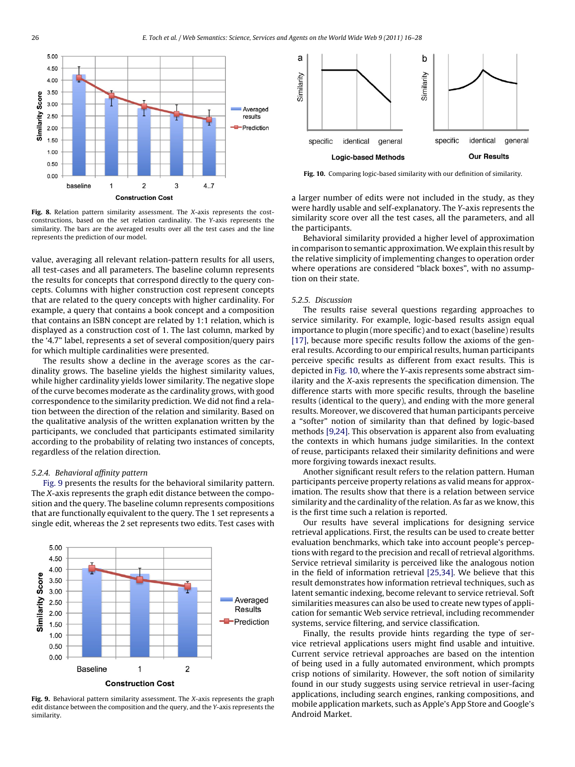5.00
4.50
4.00
3.50
3.00
2.50
2.00
1.50
1.00
0.50
0.00

Similarity Score

baseline 1 2 3 4..7

Construction Cost

Averaged results

Prediction

**Fig. 8.** Relation pattern similarity assessment. The *X*-axis represents the cost-constructions, based on the set relation cardinality. The *Y*-axis represents the similarity. The bars are the averaged results over all the test cases and the line represents the prediction of our model.

value, averaging all relevant relation-pattern results for all users, all test-cases and all parameters. The baseline column represents the results for concepts that correspond directly to the query concepts. Columns with higher construction cost represent concepts that are related to the query concepts with higher cardinality. For example, a query that contains a book concept and a composition that contains an ISBN concept are related by 1:1 relation, which is displayed as a construction cost of 1. The last column, marked by the '4.7' label, represents a set of several composition/query pairs for which multiple cardinalities were presented.

The results show a decline in the average scores as the cardinality grows. The baseline yields the highest similarity values, while higher cardinality yields lower similarity. The negative slope of the curve becomes moderate as the cardinality grows, with good correspondence to the similarity prediction. We did not find a relation between the direction of the relation and similarity. Based on the qualitative analysis of the written explanation written by the participants, we concluded that participants estimated similarity according to the probability of relating two instances of concepts, regardless of the relation direction.

#### 5.2.4. Behavioral affinity pattern

Fig. 9 presents the results for the behavioral similarity pattern. The *X*-axis represents the graph edit distance between the composition and the query. The baseline column represents compositions that are functionally equivalent to the query. The 1 set represents a single edit, whereas the 2 set represents two edits. Test cases with a larger number of edits were not included in the study, as they were hardly usable and self-explanatory. The *Y*-axis represents the similarity score over all the test cases, all the parameters, and all the participants.

5.00
4.50
4.00
3.50
3.00
2.50
2.00
1.50
1.00
0.50
0.00

Similarity Score

Baseline 1 2

Construction Cost

Averaged Results

Prediction

**Fig. 9.** Behavioral pattern similarity assessment. The *X*-axis represents the graph edit distance between the composition and the query, and the *Y*-axis represents the similarity.

a

Similarity

specific identical general

Logic-based Methods

b

Similarity

specific identical general

Our Results

**Fig. 10.** Comparing logic-based similarity with our definition of similarity.

Behavioral similarity provided a higher level of approximation in comparison to semantic approximation. We explain this result by the relative simplicity of implementing changes to operation order where operations are considered "black boxes", with no assumption on their state.

#### 5.2.5. Discussion

The results raise several questions regarding approaches to service similarity. For example, logic-based results assign equal importance to plugin (more specific) and to exact (baseline) results [17], because more specific results follow the axioms of the general results. According to our empirical results, human participants perceive specific results as different from exact results. This is depicted in Fig. 10, where the *Y*-axis represents some abstract similarity and the *X*-axis represents the specification dimension. The difference starts with more specific results, through the baseline results (identical to the query), and ending with the more general results. Moreover, we discovered that human participants perceive a "softer" notion of similarity than that defined by logic-based methods [9,24]. This observation is apparent also from evaluating the contexts in which humans judge similarities. In the context of reuse, participants relaxed their similarity definitions and were more forgiving towards inexact results.

Another significant result refers to the relation pattern. Human participants perceive property relations as valid means for approximation. The results show that there is a relation between service similarity and the cardinality of the relation. As far as we know, this is the first time such a relation is reported.

Our results have several implications for designing service retrieval applications. First, the results can be used to create better evaluation benchmarks, which take into account people's perceptions with regard to the precision and recall of retrieval algorithms. Service retrieval similarity is perceived like the analogous notion in the field of information retrieval [25,34]. We believe that this result demonstrates how information retrieval techniques, such as latent semantic indexing, become relevant to service retrieval. Soft similarities measures can also be used to create new types of application for semantic Web service retrieval, including recommender systems, service filtering, and service classification.

Finally, the results provide hints regarding the type of service retrieval applications users might find usable and intuitive. Current service retrieval approaches are based on the intention of being used in a fully automated environment, which prompts crisp notions of similarity. However, the soft notion of similarity found in our study suggests using service retrieval in user-facing applications, including search engines, ranking compositions, and mobile application markets, such as Apple's App Store and Google's Android Market.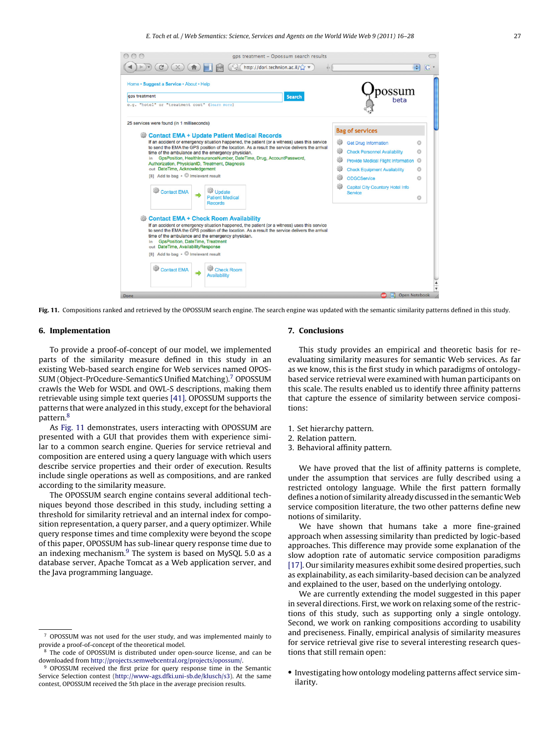Fig. 11. Compositions ranked and retrieved by the OPOSSUM search engine. The search engine was updated with the semantic similarity patterns defined in this study.

## 6. Implementation

To provide a proof-of-concept of our model, we implemented parts of the similarity measure defined in this study in an existing Web-based search engine for Web services named OPOSSUM (Object-PrOcedure-SemanticS Unified Matching).[7] OPOSSUM crawls the Web for WSDL and OWL-S descriptions, making them retrievable using simple text queries [41]. OPOSSUM supports the patterns that were analyzed in this study, except for the behavioral pattern.[8]

As Fig. 11 demonstrates, users interacting with OPOSSUM are presented with a GUI that provides them with experience similar to a common search engine. Queries for service retrieval and composition are entered using a query language with which users describe service properties and their order of execution. Results include single operations as well as compositions, and are ranked according to the similarity measure.

The OPOSSUM search engine contains several additional techniques beyond those described in this study, including setting a threshold for similarity retrieval and an internal index for composition representation, a query parser, and a query optimizer. While query response times and time complexity were beyond the scope of this paper, OPOSSUM has sub-linear query response time due to an indexing mechanism.[9] The system is based on MySQL 5.0 as a database server, Apache Tomcat as a Web application server, and the Java programming language.

[7] OPOSSUM was not used for the user study, and was implemented mainly to provide a proof-of-concept of the theoretical model.

[8] The code of OPOSSUM is distributed under open-source license, and can be downloaded from http://projects.semwebcentral.org/projects/opossum/.

[9] OPOSSUM received the first prize for query response time in the Semantic Service Selection contest (http://www-ags.dfki.uni-sb.de/klusch/s3). At the same contest, OPOSSUM received the 5th place in the average precision results.

## 7. Conclusions

This study provides an empirical and theoretic basis for re-evaluating similarity measures for semantic Web services. As far as we know, this is the first study in which paradigms of ontology-based service retrieval were examined with human participants on this scale. The results enabled us to identify three affinity patterns that capture the essence of similarity between service compositions:

1. Set hierarchy pattern.
2. Relation pattern.
3. Behavioral affinity pattern.

We have proved that the list of affinity patterns is complete, under the assumption that services are fully described using a restricted ontology language. While the first pattern formally defines a notion of similarity already discussed in the semantic Web service composition literature, the two other patterns define new notions of similarity.

We have shown that humans take a more fine-grained approach when assessing similarity than predicted by logic-based approaches. This difference may provide some explanation of the slow adoption rate of automatic service composition paradigms [17]. Our similarity measures exhibit some desired properties, such as explainability, as each similarity-based decision can be analyzed and explained to the user, based on the underlying ontology.

We are currently extending the model suggested in this paper in several directions. First, we work on relaxing some of the restrictions of this study, such as supporting only a single ontology. Second, we work on ranking compositions according to usability and preciseness. Finally, empirical analysis of similarity measures for service retrieval give rise to several interesting research questions that still remain open:

- Investigating how ontology modeling patterns affect service similarity.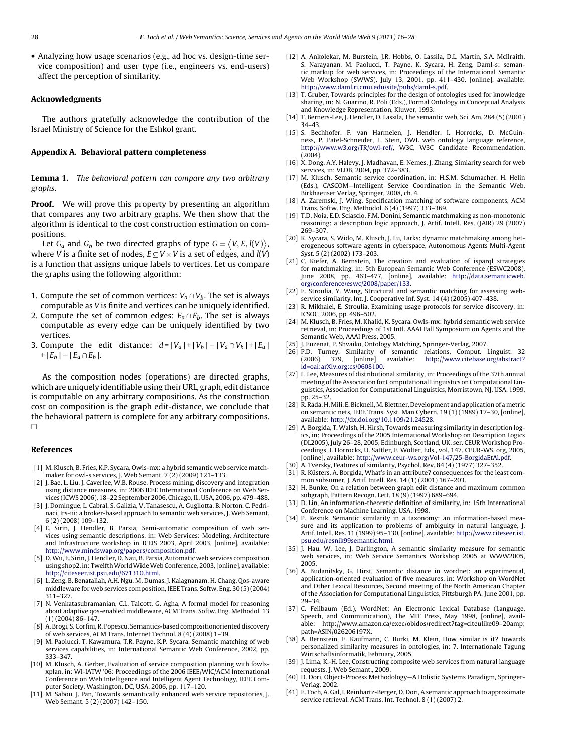- Analyzing how usage scenarios (e.g., ad hoc vs. design-time service composition) and user type (i.e., engineers vs. end-users) affect the perception of similarity.

## Acknowledgments

The authors gratefully acknowledge the contribution of the Israel Ministry of Science for the Eshkol grant.

## Appendix A. Behavioral pattern completeness

**Lemma 1.** *The behavioral pattern can compare any two arbitrary graphs.*

**Proof.** We will prove this property by presenting an algorithm that compares any two arbitrary graphs. We then show that the algorithm is identical to the cost construction estimation on compositions.

Let $G_a$ and $G_b$ be two directed graphs of type $G = \langle V, E, l(V) \rangle$, where $V$ is a finite set of nodes, $E \subseteq V \times V$ is a set of edges, and $l(V)$ is a function that assigns unique labels to vertices. Let us compare the graphs using the following algorithm:

1. Compute the set of common vertices: $V_a \cap V_b$. The set is always computable as $V$ is finite and vertices can be uniquely identified.
2. Compute the set of common edges: $E_a \cap E_b$. The set is always computable as every edge can be uniquely identified by two vertices.
3. Compute the edit distance: $d = |V_a| + |V_b| - |V_a \cap V_b| + |E_a| + |E_b| - |E_a \cap E_b|$.

As the composition nodes (operations) are directed graphs, which are uniquely identifiable using their URL, graph, edit distance is computable on any arbitrary compositions. As the construction cost on composition is the graph edit-distance, we conclude that the behavioral pattern is complete for any arbitrary compositions. □

## References

[1] M. Klusch, B. Fries, K.P. Sycara, Owls-mx: a hybrid semantic web service matchmaker for owl-s services, J. Web Semant. 7 (2) (2009) 121–133.

[2] J. Bae, L. Liu, J. Caverlee, W.B. Rouse, Process mining, discovery and integration using distance measures, in: 2006 IEEE International Conference on Web Services (ICWS 2006), 18–22 September 2006, Chicago, IL, USA, 2006, pp. 479–488.

[3] J. Domingue, L. Cabral, S. Galizia, V. Tanasescu, A. Gugliotta, B. Norton, C. Pedrinaci, Irs-iii: a broker-based approach to semantic web services, J. Web Semant. 6 (2) (2008) 109–132.

[4] E. Sirin, J. Hendler, B. Parsia, Semi-automatic composition of web services using semantic descriptions, in: Web Services: Modeling, Architecture and Infrastructure workshop in ICEIS 2003, April 2003, [online], available: http://www.mindswap.org/papers/composition.pdf.

[5] D. Wu, E. Sirin, J. Hendler, D. Nau, B. Parsia, Automatic web services composition using shop2, in: Twelfth World Wide Web Conference, 2003, [online], available: http://citeseer.ist.psu.edu/671310.html.

[6] L. Zeng, B. Benatallah, A.H. Ngu, M. Dumas, J. Kalagnanam, H. Chang, Qos-aware middleware for web services composition, IEEE Trans. Softw. Eng. 30 (5) (2004) 311–327.

[7] N. Venkatasubramanian, C.L. Talcott, G. Agha, A formal model for reasoning about adaptive qos-enabled middleware, ACM Trans. Softw. Eng. Methodol. 13 (1) (2004) 86–147.

[8] A. Brogi, S. Corfini, R. Popescu, Semantics-based compositionoriented discovery of web services, ACM Trans. Internet Technol. 8 (4) (2008) 1–39.

[9] M. Paolucci, T. Kawamura, T.R. Payne, K.P. Sycara, Semantic matching of web services capabilities, in: International Semantic Web Conference, 2002, pp. 333–347.

[10] M. Klusch, A. Gerber, Evaluation of service composition planning with fowlsxplan, in: WI-IATW '06: Proceedings of the 2006 IEEE/WIC/ACM International Conference on Web Intelligence and Intelligent Agent Technology, IEEE Computer Society, Washington, DC, USA, 2006, pp. 117–120.

[11] M. Sabou, J. Pan, Towards semantically enhanced web service repositories, J. Web Semant. 5 (2) (2007) 142–150.

[12] A. Ankolekar, M. Burstein, J.R. Hobbs, O. Lassila, D.L. Martin, S.A. McIlraith, S. Narayanan, M. Paolucci, T. Payne, K. Sycara, H. Zeng, Daml-s: semantic markup for web services, in: Proceedings of the International Semantic Web Workshop (SWWS), July 13, 2001, pp. 411–430, [online], available: http://www.daml.ri.cmu.edu/site/pubs/daml-s.pdf.

[13] T. Gruber, Towards principles for the design of ontologies used for knowledge sharing, in: N. Guarino, R. Poli (Eds.), Formal Ontology in Conceptual Analysis and Knowledge Representation, Kluwer, 1993.

[14] T. Berners-Lee, J. Hendler, O. Lassila, The semantic web, Sci. Am. 284 (5) (2001) 34–43.

[15] S. Bechhofer, F. van Harmelen, J. Hendler, I. Horrocks, D. McGuinness, P. Patel-Schneider, L. Stein, OWL web ontology language reference, http://www.w3.org/TR/owl-ref/, W3C, W3C Candidate Recommendation, (2004).

[16] X. Dong, A.Y. Halevy, J. Madhavan, E. Nemes, J. Zhang, Simlarity search for web services, in: VLDB, 2004, pp. 372–383.

[17] M. Klusch, Semantic service coordination, in: H.S.M. Schumacher, H. Helin (Eds.), CASCOM—Intelligent Service Coordination in the Semantic Web, Birkhaeuser Verlag, Springer, 2008, ch. 4.

[18] A. Zaremski, J. Wing, Specification matching of software components, ACM Trans. Softw. Eng. Methodol. 6 (4) (1997) 333–369.

[19] T.D. Noia, E.D. Sciascio, F.M. Donini, Semantic matchmaking as non-monotonic reasoning: a description logic approach, J. Artif. Intell. Res. (JAIR) 29 (2007) 269–307.

[20] K. Sycara, S. Wido, M. Klusch, J. Lu, Larks: dynamic matchmaking among heterogeneous software agents in cyberspace, Autonomous Agents Multi-Agent Syst. 5 (2) (2002) 173–203.

[21] C. Kiefer, A. Bernstein, The creation and evaluation of isparql strategies for matchmaking, in: 5th European Semantic Web Conference (ESWC2008), June 2008, pp. 463–477, [online], available: http://data.semanticweb.org/conference/eswc/2008/paper/133.

[22] E. Stroulia, Y. Wang, Structural and semantic matching for assessing web-service similarity, Int. J. Cooperative Inf. Syst. 14 (4) (2005) 407–438.

[23] R. Mikhaiel, E. Stroulia, Examining usage protocols for service discovery, in: ICSOC, 2006, pp. 496–502.

[24] M. Klusch, B. Fries, M. Khalid, K. Sycara, Owls-mx: hybrid semantic web service retrieval, in: Proceedings of 1st Intl. AAAI Fall Symposium on Agents and the Semantic Web, AAAI Press, 2005.

[25] J. Euzenat, P. Shvaiko, Ontology Matching, Springer-Verlag, 2007.

[26] P.D. Turney, Similarity of semantic relations, Comput. Linguist. 32 (2006) 379, [online] available: http://www.citebase.org/abstract?id=oai:arXiv.org:cs/0608100.

[27] L. Lee, Measures of distributional similarity, in: Proceedings of the 37th annual meeting of the Association for Computational Linguistics on Computational Linguistics, Association for Computational Linguistics, Morristown, NJ, USA, 1999, pp. 25–32.

[28] R. Rada, H. Mili, E. Bicknell, M. Blettner, Development and application of a metric on semantic nets, IEEE Trans. Syst. Man Cybern. 19 (1) (1989) 17–30, [online], available: http://dx.doi.org/10.1109/21.24528.

[29] A. Borgida, T. Walsh, H. Hirsh, Towards measuring similarity in description logics, in: Proceedings of the 2005 International Workshop on Description Logics (DL2005), July 26–28, 2005, Edinburgh, Scotland, UK, ser. CEUR Workshop Proceedings, I. Horrocks, U. Sattler, F. Wolter, Eds., vol. 147. CEUR-WS. org, 2005, [online], available: http://www.ceur-ws.org/Vol-147/25-BorgidaEtAl.pdf.

[30] A. Tversky, Features of similarity, Psychol. Rev. 84 (4) (1977) 327–352.

[31] R. Küsters, A. Borgida, What's in an attribute? consequences for the least common subsumer, J. Artif. Intell. Res. 14 (1) (2001) 167–203.

[32] H. Bunke, On a relation between graph edit distance and maximum common subgraph, Pattern Recogn. Lett. 18 (9) (1997) 689–694.

[33] D. Lin, An information-theoretic definition of similarity, in: 15th International Conference on Machine Learning, USA, 1998.

[34] P. Resnik, Semantic similarity in a taxonomy: an information-based measure and its application to problems of ambiguity in natural language, J. Artif. Intell. Res. 11 (1999) 95–130, [online], available: http://www.citeseer.ist.psu.edu/resnik99semantic.html.

[35] J. Hau, W. Lee, J. Darlington, A semantic similarity measure for semantic web services, in: Web Service Semantics Workshop 2005 at WWW2005, 2005.

[36] A. Budanitsky, G. Hirst, Semantic distance in wordnet: an experimental, application-oriented evaluation of five measures, in: Workshop on WordNet and Other Lexical Resources, Second meeting of the North American Chapter of the Association for Computational Linguistics, Pittsburgh PA, June 2001, pp. 29–34.

[37] C. Fellbaum (Ed.), WordNet: An Electronic Lexical Database (Language, Speech, and Communication), The MIT Press, May 1998, [online], available: http://www.amazon.ca/exec/obidos/redirect?tag=citeulike09–20amp;path=ASIN/026206197X.

[38] A. Bernstein, E. Kaufmann, C. Burki, M. Klein, How similar is it? towards personalized similarity measures in ontologies, in: 7. Internationale Tagung Wirtschaftsinformatik, February, 2005.

[39] J. Lima, K.-H. Lee, Constructing composite web services from natural language requests, J. Web Semant., 2009.

[40] D. Dori, Object-Process Methodology—A Holistic Systems Paradigm, Springer-Verlag, 2002.

[41] E. Toch, A. Gal, I. Reinhartz-Berger, D. Dori, A semantic approach to approximate service retrieval, ACM Trans. Int. Technol. 8 (1) (2007) 2.